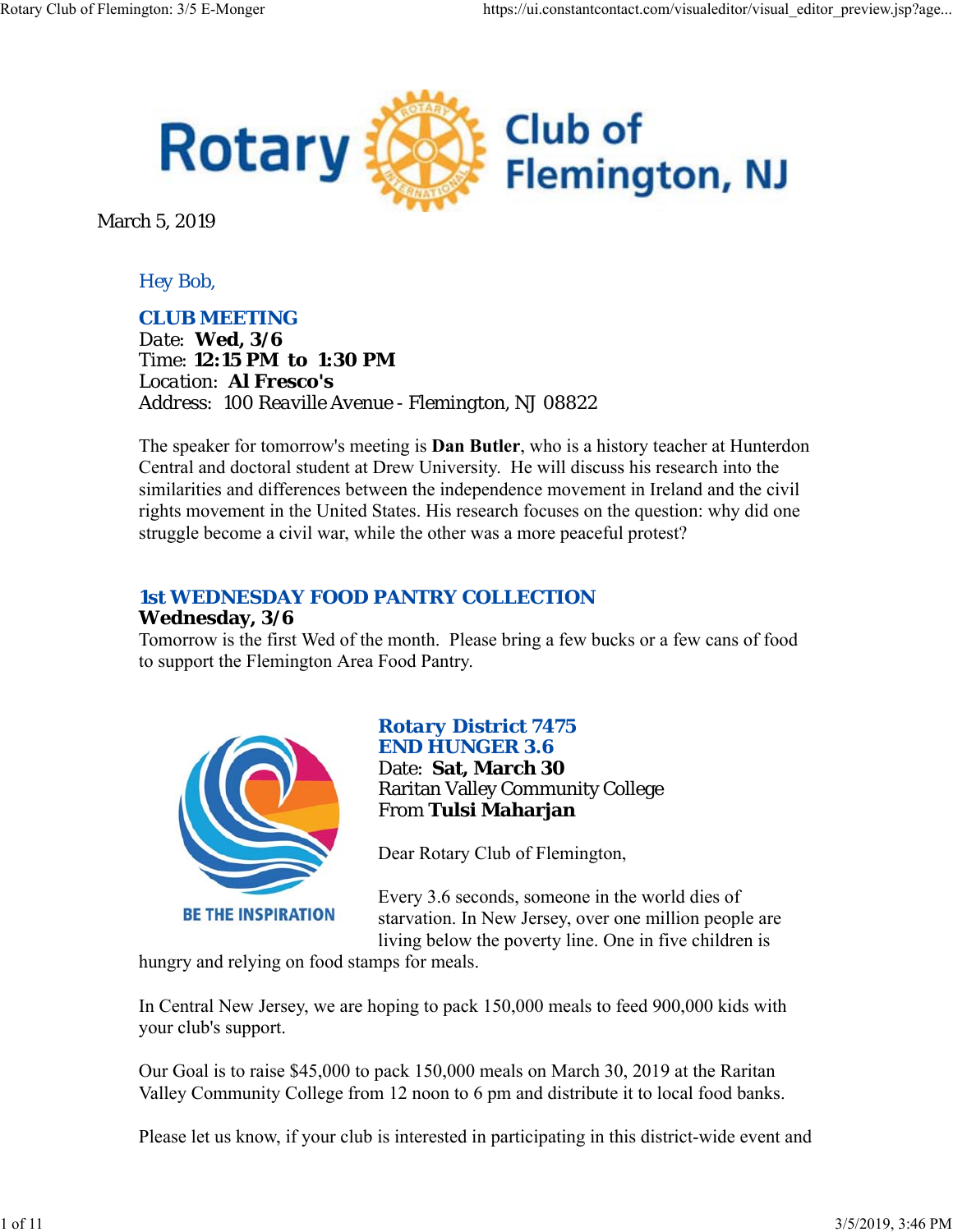# Rotary Club of Flemington, NJ

March 5, 2019

Hey Bob,

## CLUB MEETING

Date: **Wed, 3/6**
Time: **12:15 PM to 1:30 PM**
Location: **Al Fresco's**
Address: 100 Reaville Avenue - Flemington, NJ 08822

The speaker for tomorrow's meeting is **Dan Butler**, who is a history teacher at Hunterdon Central and doctoral student at Drew University. He will discuss his research into the similarities and differences between the independence movement in Ireland and the civil rights movement in the United States. His research focuses on the question: why did one struggle become a civil war, while the other was a more peaceful protest?

## 1st WEDNESDAY FOOD PANTRY COLLECTION

**Wednesday, 3/6**

Tomorrow is the first Wed of the month. Please bring a few bucks or a few cans of food to support the Flemington Area Food Pantry.

BE THE INSPIRATION

## Rotary District 7475 END HUNGER 3.6

Date: **Sat, March 30**
Raritan Valley Community College
From **Tulsi Maharjan**

Dear Rotary Club of Flemington,

Every 3.6 seconds, someone in the world dies of starvation. In New Jersey, over one million people are living below the poverty line. One in five children is hungry and relying on food stamps for meals.

In Central New Jersey, we are hoping to pack 150,000 meals to feed 900,000 kids with your club's support.

Our Goal is to raise $45,000 to pack 150,000 meals on March 30, 2019 at the Raritan Valley Community College from 12 noon to 6 pm and distribute it to local food banks.

Please let us know, if your club is interested in participating in this district-wide event and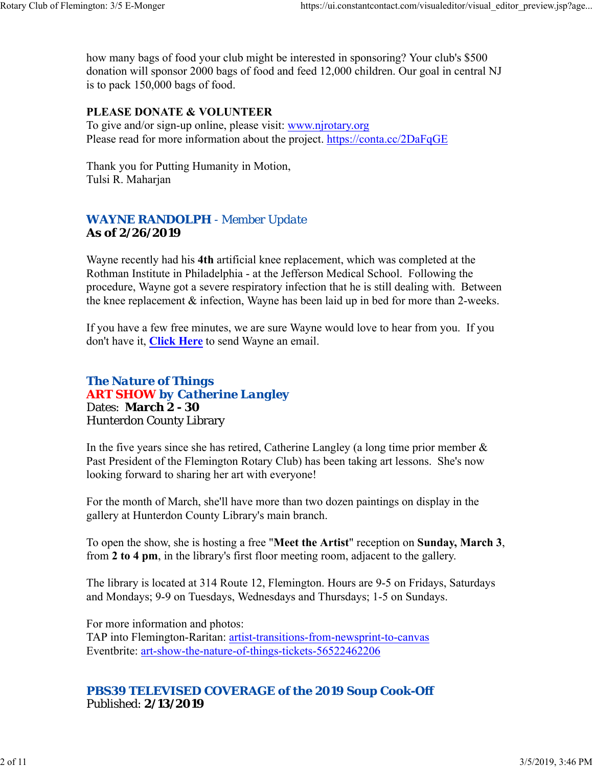how many bags of food your club might be interested in sponsoring? Your club's $500 donation will sponsor 2000 bags of food and feed 12,000 children. Our goal in central NJ is to pack 150,000 bags of food.

**PLEASE DONATE & VOLUNTEER**
To give and/or sign-up online, please visit: www.njrotary.org
Please read for more information about the project. https://conta.cc/2DaFqGE

Thank you for Putting Humanity in Motion,
Tulsi R. Maharjan

## **WAYNE RANDOLPH** - Member Update
**As of 2/26/2019**

Wayne recently had his **4th** artificial knee replacement, which was completed at the Rothman Institute in Philadelphia - at the Jefferson Medical School. Following the procedure, Wayne got a severe respiratory infection that he is still dealing with. Between the knee replacement & infection, Wayne has been laid up in bed for more than 2-weeks.

If you have a few free minutes, we are sure Wayne would love to hear from you. If you don't have it, **Click Here** to send Wayne an email.

## *The Nature of Things*
## **ART SHOW** *by Catherine Langley*
Dates: **March 2 - 30**
Hunterdon County Library

In the five years since she has retired, Catherine Langley (a long time prior member & Past President of the Flemington Rotary Club) has been taking art lessons. She's now looking forward to sharing her art with everyone!

For the month of March, she'll have more than two dozen paintings on display in the gallery at Hunterdon County Library's main branch.

To open the show, she is hosting a free "**Meet the Artist**" reception on **Sunday, March 3**, from **2 to 4 pm**, in the library's first floor meeting room, adjacent to the gallery.

The library is located at 314 Route 12, Flemington. Hours are 9-5 on Fridays, Saturdays and Mondays; 9-9 on Tuesdays, Wednesdays and Thursdays; 1-5 on Sundays.

For more information and photos:
TAP into Flemington-Raritan: artist-transitions-from-newsprint-to-canvas
Eventbrite: art-show-the-nature-of-things-tickets-56522462206

## *PBS39 TELEVISED COVERAGE of the 2019 Soup Cook-Off*
Published: **2/13/2019**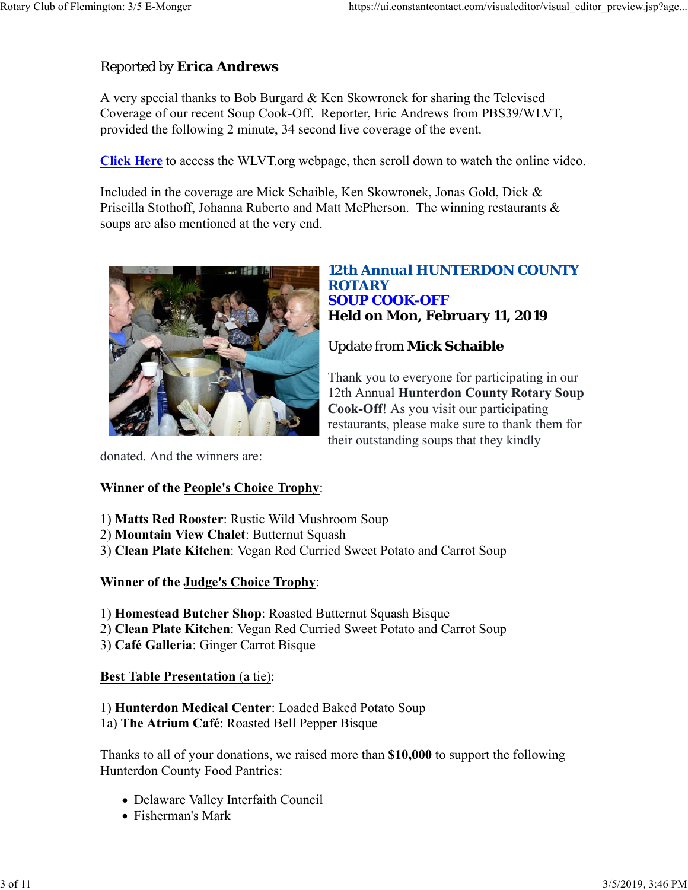Reported by **Erica Andrews**

A very special thanks to Bob Burgard & Ken Skowronek for sharing the Televised Coverage of our recent Soup Cook-Off. Reporter, Eric Andrews from PBS39/WLVT, provided the following 2 minute, 34 second live coverage of the event.

**Click Here** to access the WLVT.org webpage, then scroll down to watch the online video.

Included in the coverage are Mick Schaible, Ken Skowronek, Jonas Gold, Dick & Priscilla Stothoff, Johanna Ruberto and Matt McPherson. The winning restaurants & soups are also mentioned at the very end.

## 12th Annual HUNTERDON COUNTY ROTARY SOUP COOK-OFF

**Held on Mon, February 11, 2019**

Update from **Mick Schaible**

Thank you to everyone for participating in our 12th Annual **Hunterdon County Rotary Soup Cook-Off**! As you visit our participating restaurants, please make sure to thank them for their outstanding soups that they kindly donated. And the winners are:

**Winner of the People's Choice Trophy**:

1) **Matts Red Rooster**: Rustic Wild Mushroom Soup
2) **Mountain View Chalet**: Butternut Squash
3) **Clean Plate Kitchen**: Vegan Red Curried Sweet Potato and Carrot Soup

**Winner of the Judge's Choice Trophy**:

1) **Homestead Butcher Shop**: Roasted Butternut Squash Bisque
2) **Clean Plate Kitchen**: Vegan Red Curried Sweet Potato and Carrot Soup
3) **Café Galleria**: Ginger Carrot Bisque

**Best Table Presentation** (a tie):

1) **Hunterdon Medical Center**: Loaded Baked Potato Soup
1a) **The Atrium Café**: Roasted Bell Pepper Bisque

Thanks to all of your donations, we raised more than **$10,000** to support the following Hunterdon County Food Pantries:

- Delaware Valley Interfaith Council
- Fisherman's Mark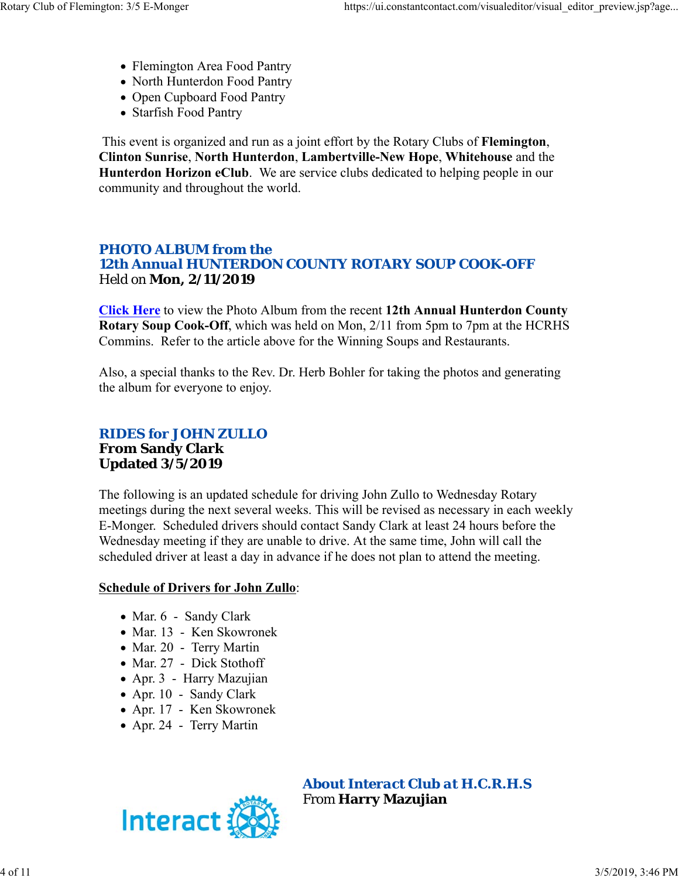- Flemington Area Food Pantry
- North Hunterdon Food Pantry
- Open Cupboard Food Pantry
- Starfish Food Pantry

This event is organized and run as a joint effort by the Rotary Clubs of **Flemington**, **Clinton Sunrise**, **North Hunterdon**, **Lambertville-New Hope**, **Whitehouse** and the **Hunterdon Horizon eClub**. We are service clubs dedicated to helping people in our community and throughout the world.

## PHOTO ALBUM from the 12th Annual HUNTERDON COUNTY ROTARY SOUP COOK-OFF

Held on **Mon, 2/11/2019**

**Click Here** to view the Photo Album from the recent **12th Annual Hunterdon County Rotary Soup Cook-Off**, which was held on Mon, 2/11 from 5pm to 7pm at the HCRHS Commins. Refer to the article above for the Winning Soups and Restaurants.

Also, a special thanks to the Rev. Dr. Herb Bohler for taking the photos and generating the album for everyone to enjoy.

## RIDES for JOHN ZULLO

**From Sandy Clark**
**Updated 3/5/2019**

The following is an updated schedule for driving John Zullo to Wednesday Rotary meetings during the next several weeks. This will be revised as necessary in each weekly E-Monger. Scheduled drivers should contact Sandy Clark at least 24 hours before the Wednesday meeting if they are unable to drive. At the same time, John will call the scheduled driver at least a day in advance if he does not plan to attend the meeting.

**Schedule of Drivers for John Zullo**:

- Mar. 6 - Sandy Clark
- Mar. 13 - Ken Skowronek
- Mar. 20 - Terry Martin
- Mar. 27 - Dick Stothoff
- Apr. 3 - Harry Mazujian
- Apr. 10 - Sandy Clark
- Apr. 17 - Ken Skowronek
- Apr. 24 - Terry Martin

## About Interact Club at H.C.R.H.S

From **Harry Mazujian**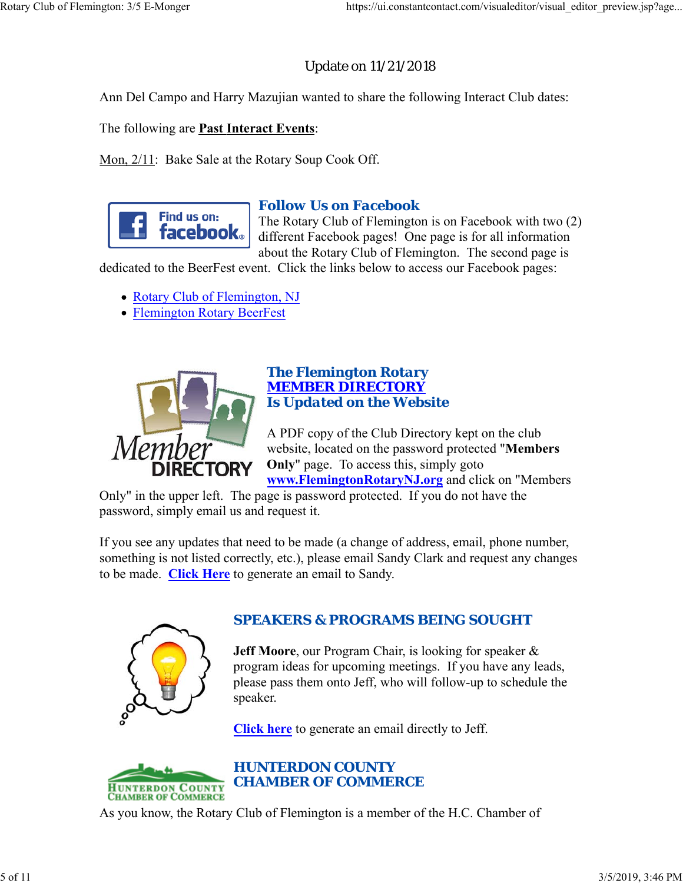Update on 11/21/2018

Ann Del Campo and Harry Mazujian wanted to share the following Interact Club dates:

The following are **Past Interact Events**:

Mon, 2/11: Bake Sale at the Rotary Soup Cook Off.

## Follow Us on Facebook

The Rotary Club of Flemington is on Facebook with two (2) different Facebook pages! One page is for all information about the Rotary Club of Flemington. The second page is dedicated to the BeerFest event. Click the links below to access our Facebook pages:

- Rotary Club of Flemington, NJ
- Flemington Rotary BeerFest

## The Flemington Rotary MEMBER DIRECTORY Is Updated on the Website

A PDF copy of the Club Directory kept on the club website, located on the password protected "**Members Only**" page. To access this, simply goto **www.FlemingtonRotaryNJ.org** and click on "Members Only" in the upper left. The page is password protected. If you do not have the password, simply email us and request it.

If you see any updates that need to be made (a change of address, email, phone number, something is not listed correctly, etc.), please email Sandy Clark and request any changes to be made. **Click Here** to generate an email to Sandy.

## SPEAKERS & PROGRAMS BEING SOUGHT

**Jeff Moore**, our Program Chair, is looking for speaker & program ideas for upcoming meetings. If you have any leads, please pass them onto Jeff, who will follow-up to schedule the speaker.

**Click here** to generate an email directly to Jeff.

## HUNTERDON COUNTY CHAMBER OF COMMERCE

As you know, the Rotary Club of Flemington is a member of the H.C. Chamber of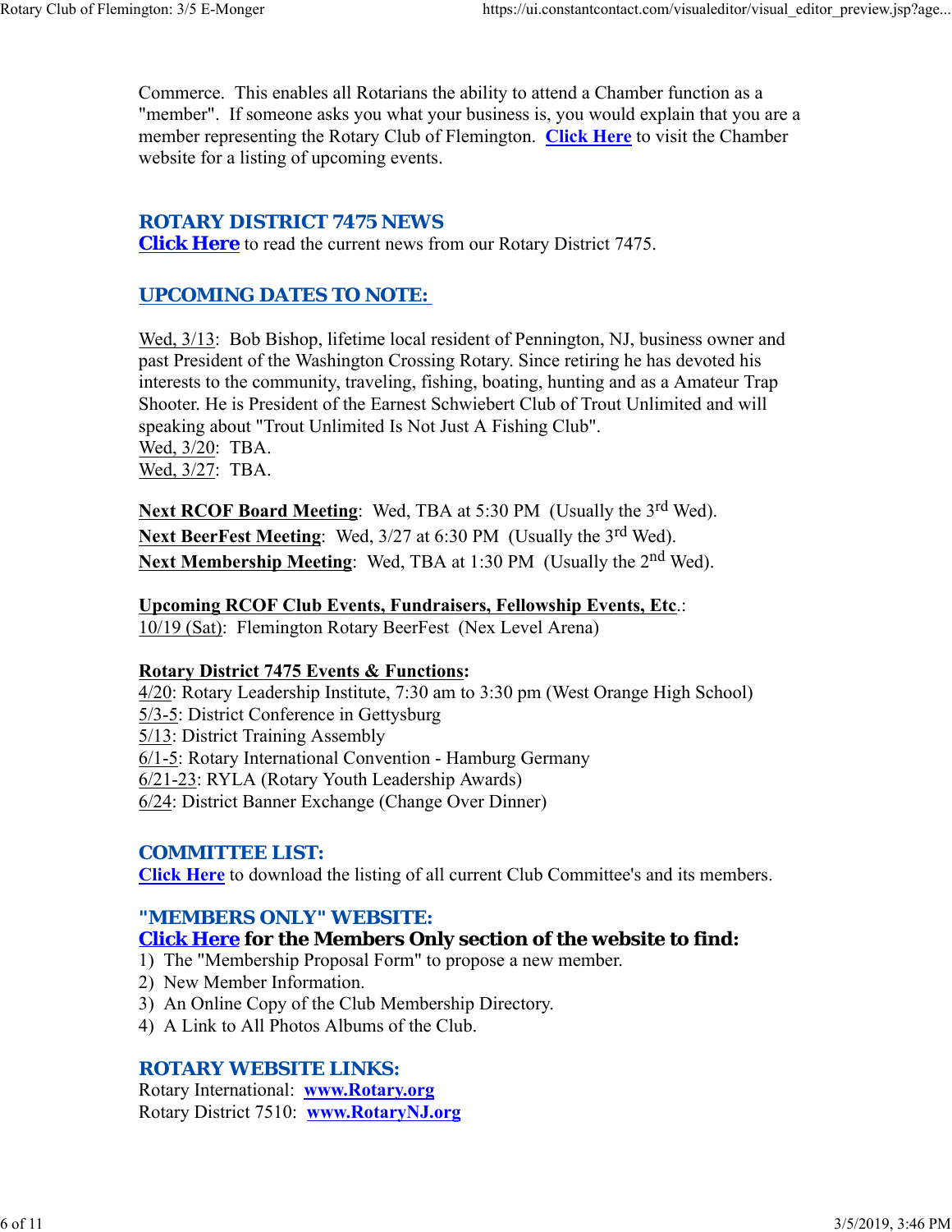Commerce. This enables all Rotarians the ability to attend a Chamber function as a "member". If someone asks you what your business is, you would explain that you are a member representing the Rotary Club of Flemington. **Click Here** to visit the Chamber website for a listing of upcoming events.

## ROTARY DISTRICT 7475 NEWS

**Click Here** to read the current news from our Rotary District 7475.

## UPCOMING DATES TO NOTE:

Wed, 3/13: Bob Bishop, lifetime local resident of Pennington, NJ, business owner and past President of the Washington Crossing Rotary. Since retiring he has devoted his interests to the community, traveling, fishing, boating, hunting and as a Amateur Trap Shooter. He is President of the Earnest Schwiebert Club of Trout Unlimited and will speaking about "Trout Unlimited Is Not Just A Fishing Club".
Wed, 3/20: TBA.
Wed, 3/27: TBA.

**Next RCOF Board Meeting**: Wed, TBA at 5:30 PM (Usually the 3rd Wed).
**Next BeerFest Meeting**: Wed, 3/27 at 6:30 PM (Usually the 3rd Wed).
**Next Membership Meeting**: Wed, TBA at 1:30 PM (Usually the 2nd Wed).

**Upcoming RCOF Club Events, Fundraisers, Fellowship Events, Etc**.:
10/19 (Sat): Flemington Rotary BeerFest (Nex Level Arena)

**Rotary District 7475 Events & Functions:**
4/20: Rotary Leadership Institute, 7:30 am to 3:30 pm (West Orange High School)
5/3-5: District Conference in Gettysburg
5/13: District Training Assembly
6/1-5: Rotary International Convention - Hamburg Germany
6/21-23: RYLA (Rotary Youth Leadership Awards)
6/24: District Banner Exchange (Change Over Dinner)

## COMMITTEE LIST:

**Click Here** to download the listing of all current Club Committee's and its members.

## "MEMBERS ONLY" WEBSITE:

**Click Here for the Members Only section of the website to find:**

1) The "Membership Proposal Form" to propose a new member.
2) New Member Information.
3) An Online Copy of the Club Membership Directory.
4) A Link to All Photos Albums of the Club.

## ROTARY WEBSITE LINKS:

Rotary International: **www.Rotary.org**
Rotary District 7510: **www.RotaryNJ.org**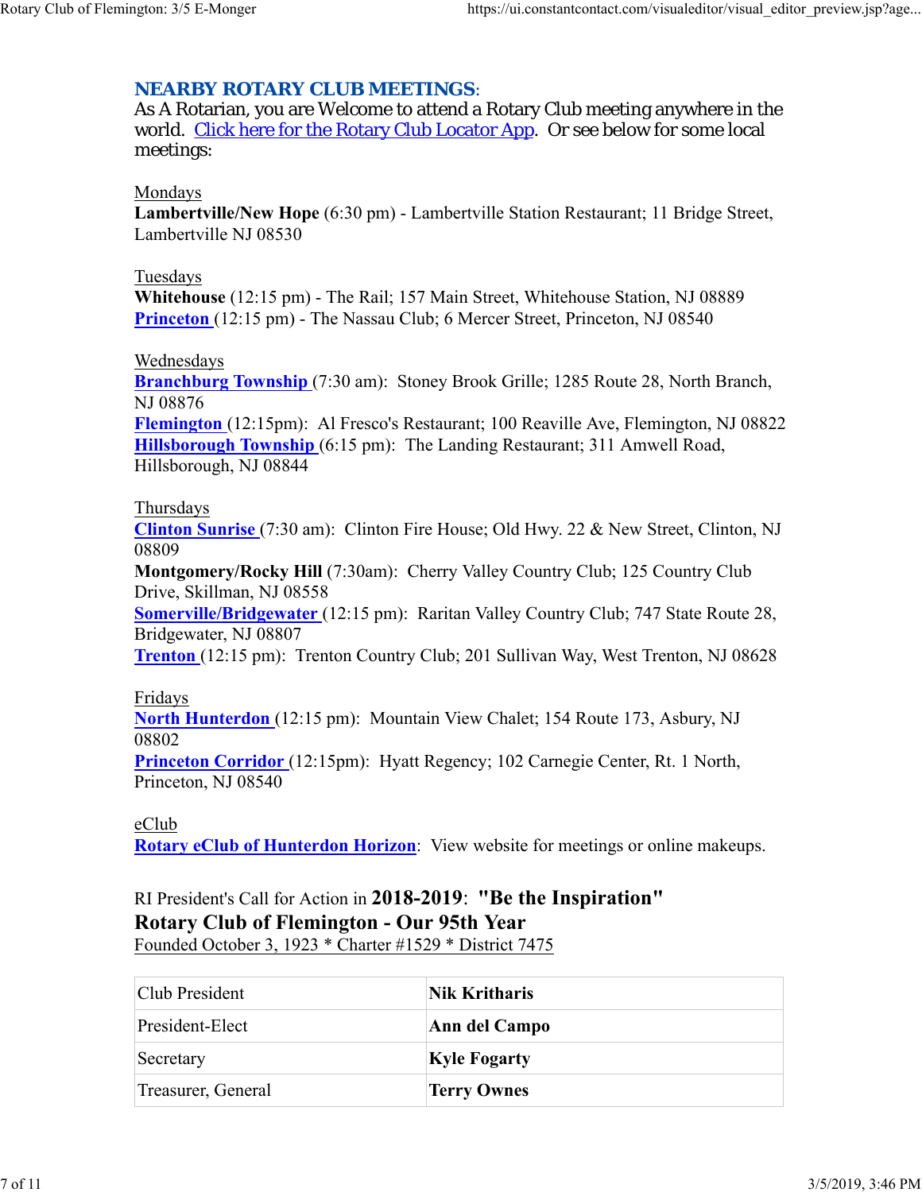## NEARBY ROTARY CLUB MEETINGS:

As A Rotarian, you are Welcome to attend a Rotary Club meeting anywhere in the world. Click here for the Rotary Club Locator App. Or see below for some local meetings:

Mondays

**Lambertville/New Hope** (6:30 pm) - Lambertville Station Restaurant; 11 Bridge Street, Lambertville NJ 08530

Tuesdays

**Whitehouse** (12:15 pm) - The Rail; 157 Main Street, Whitehouse Station, NJ 08889
**Princeton** (12:15 pm) - The Nassau Club; 6 Mercer Street, Princeton, NJ 08540

Wednesdays

**Branchburg Township** (7:30 am): Stoney Brook Grille; 1285 Route 28, North Branch, NJ 08876
**Flemington** (12:15pm): Al Fresco's Restaurant; 100 Reaville Ave, Flemington, NJ 08822
**Hillsborough Township** (6:15 pm): The Landing Restaurant; 311 Amwell Road, Hillsborough, NJ 08844

Thursdays

**Clinton Sunrise** (7:30 am): Clinton Fire House; Old Hwy. 22 & New Street, Clinton, NJ 08809
**Montgomery/Rocky Hill** (7:30am): Cherry Valley Country Club; 125 Country Club Drive, Skillman, NJ 08558
**Somerville/Bridgewater** (12:15 pm): Raritan Valley Country Club; 747 State Route 28, Bridgewater, NJ 08807
**Trenton** (12:15 pm): Trenton Country Club; 201 Sullivan Way, West Trenton, NJ 08628

Fridays

**North Hunterdon** (12:15 pm): Mountain View Chalet; 154 Route 173, Asbury, NJ 08802
**Princeton Corridor** (12:15pm): Hyatt Regency; 102 Carnegie Center, Rt. 1 North, Princeton, NJ 08540

eClub

**Rotary eClub of Hunterdon Horizon**: View website for meetings or online makeups.

RI President's Call for Action in **2018-2019**: **"Be the Inspiration"**
**Rotary Club of Flemington - Our 95th Year**
Founded October 3, 1923 * Charter #1529 * District 7475

| Club President | **Nik Kritharis** |
|---|---|
| President-Elect | **Ann del Campo** |
| Secretary | **Kyle Fogarty** |
| Treasurer, General | **Terry Ownes** |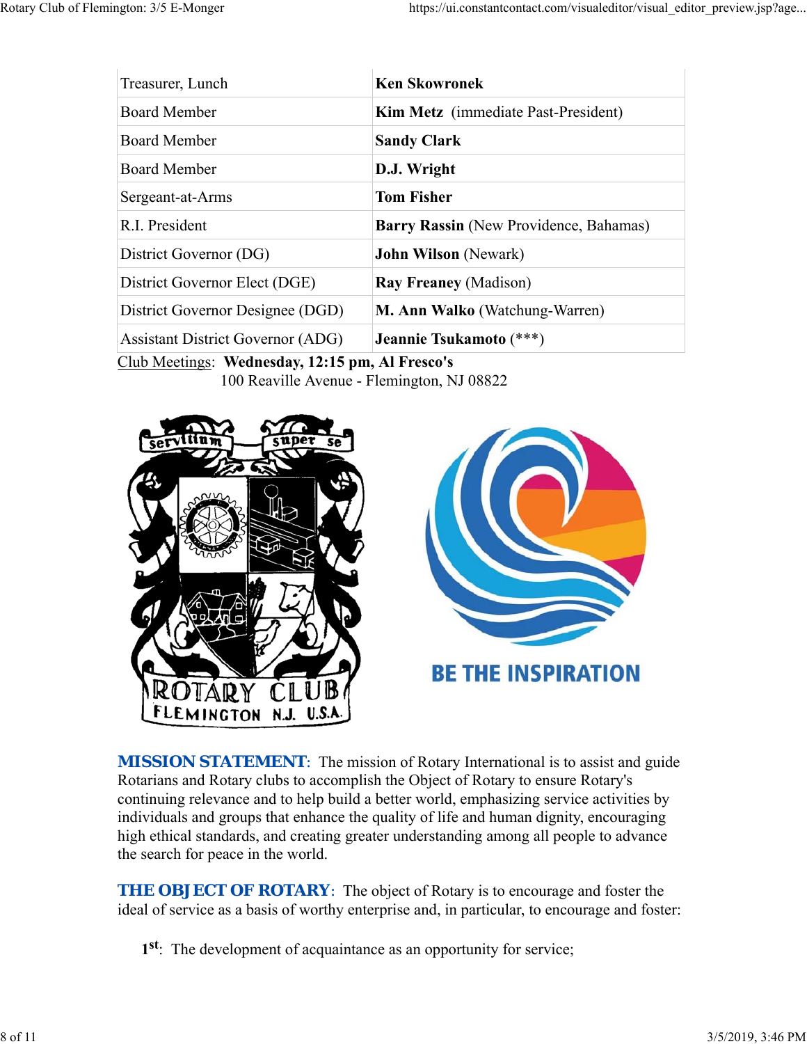| Treasurer, Lunch | **Ken Skowronek** |
|---|---|
| Board Member | **Kim Metz** (immediate Past-President) |
| Board Member | **Sandy Clark** |
| Board Member | **D.J. Wright** |
| Sergeant-at-Arms | **Tom Fisher** |
| R.I. President | **Barry Rassin** (New Providence, Bahamas) |
| District Governor (DG) | **John Wilson** (Newark) |
| District Governor Elect (DGE) | **Ray Freaney** (Madison) |
| District Governor Designee (DGD) | **M. Ann Walko** (Watchung-Warren) |
| Assistant District Governor (ADG) | **Jeannie Tsukamoto** (***) |

Club Meetings: **Wednesday, 12:15 pm, Al Fresco's**
100 Reaville Avenue - Flemington, NJ 08822

**MISSION STATEMENT**: The mission of Rotary International is to assist and guide Rotarians and Rotary clubs to accomplish the Object of Rotary to ensure Rotary's continuing relevance and to help build a better world, emphasizing service activities by individuals and groups that enhance the quality of life and human dignity, encouraging high ethical standards, and creating greater understanding among all people to advance the search for peace in the world.

**THE OBJECT OF ROTARY**: The object of Rotary is to encourage and foster the ideal of service as a basis of worthy enterprise and, in particular, to encourage and foster:

1st: The development of acquaintance as an opportunity for service;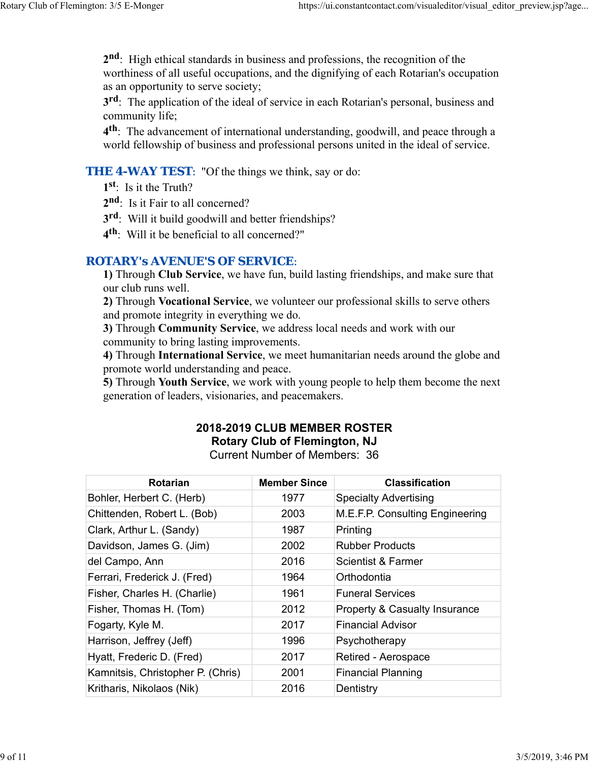2nd: High ethical standards in business and professions, the recognition of the worthiness of all useful occupations, and the dignifying of each Rotarian's occupation as an opportunity to serve society;
3rd: The application of the ideal of service in each Rotarian's personal, business and community life;
4th: The advancement of international understanding, goodwill, and peace through a world fellowship of business and professional persons united in the ideal of service.

**THE 4-WAY TEST**: "Of the things we think, say or do:
1st: Is it the Truth?
2nd: Is it Fair to all concerned?
3rd: Will it build goodwill and better friendships?
4th: Will it be beneficial to all concerned?"

**ROTARY's AVENUE'S OF SERVICE**:
**1)** Through **Club Service**, we have fun, build lasting friendships, and make sure that our club runs well.
**2)** Through **Vocational Service**, we volunteer our professional skills to serve others and promote integrity in everything we do.
**3)** Through **Community Service**, we address local needs and work with our community to bring lasting improvements.
**4)** Through **International Service**, we meet humanitarian needs around the globe and promote world understanding and peace.
**5)** Through **Youth Service**, we work with young people to help them become the next generation of leaders, visionaries, and peacemakers.

**2018-2019 CLUB MEMBER ROSTER**
**Rotary Club of Flemington, NJ**
Current Number of Members: 36

| Rotarian | Member Since | Classification |
|---|---|---|
| Bohler, Herbert C. (Herb) | 1977 | Specialty Advertising |
| Chittenden, Robert L. (Bob) | 2003 | M.E.F.P. Consulting Engineering |
| Clark, Arthur L. (Sandy) | 1987 | Printing |
| Davidson, James G. (Jim) | 2002 | Rubber Products |
| del Campo, Ann | 2016 | Scientist & Farmer |
| Ferrari, Frederick J. (Fred) | 1964 | Orthodontia |
| Fisher, Charles H. (Charlie) | 1961 | Funeral Services |
| Fisher, Thomas H. (Tom) | 2012 | Property & Casualty Insurance |
| Fogarty, Kyle M. | 2017 | Financial Advisor |
| Harrison, Jeffrey (Jeff) | 1996 | Psychotherapy |
| Hyatt, Frederic D. (Fred) | 2017 | Retired - Aerospace |
| Kamnitsis, Christopher P. (Chris) | 2001 | Financial Planning |
| Kritharis, Nikolaos (Nik) | 2016 | Dentistry |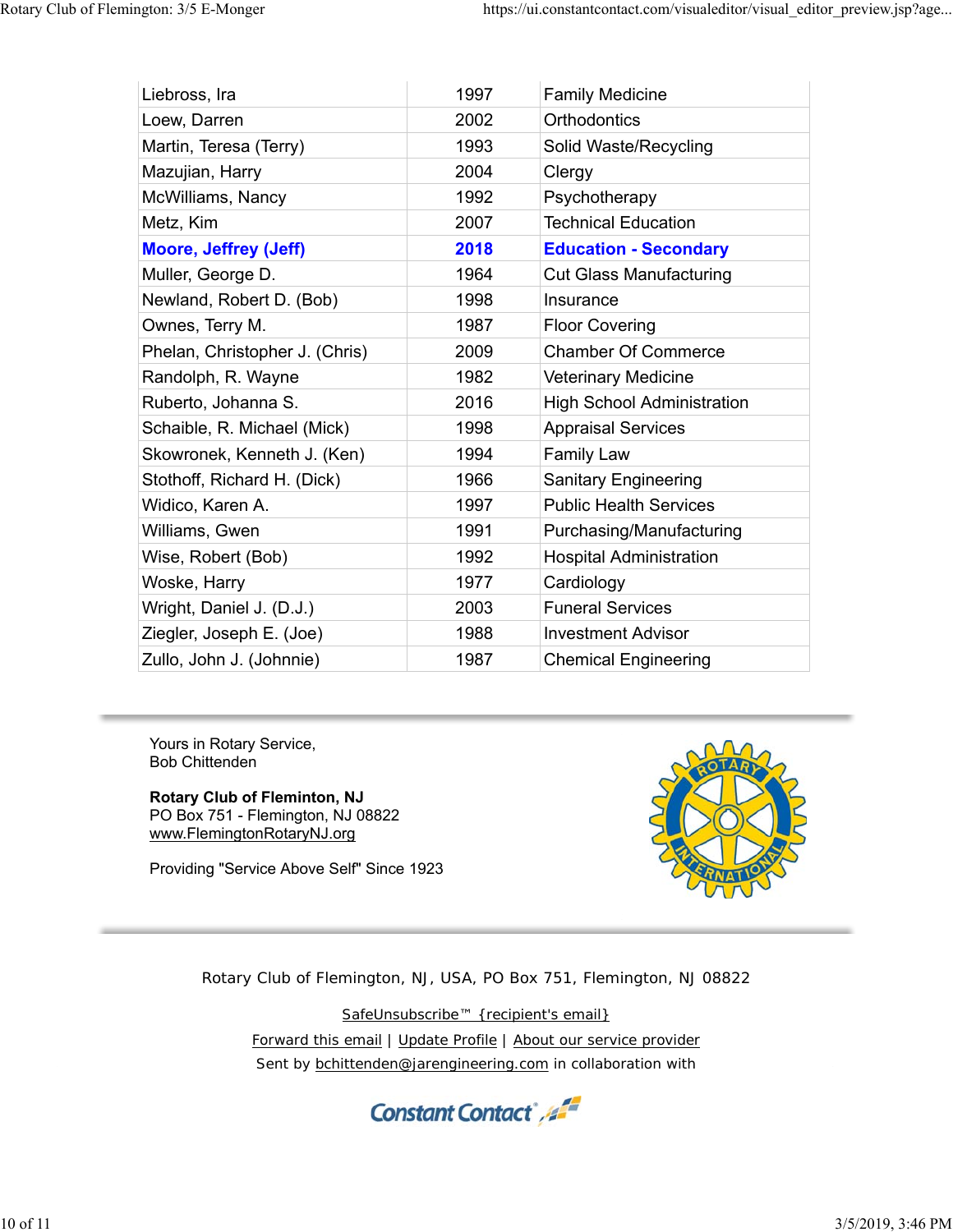| | | |
|---|---|---|
| Liebross, Ira | 1997 | Family Medicine |
| Loew, Darren | 2002 | Orthodontics |
| Martin, Teresa (Terry) | 1993 | Solid Waste/Recycling |
| Mazujian, Harry | 2004 | Clergy |
| McWilliams, Nancy | 1992 | Psychotherapy |
| Metz, Kim | 2007 | Technical Education |
| **Moore, Jeffrey (Jeff)** | **2018** | **Education - Secondary** |
| Muller, George D. | 1964 | Cut Glass Manufacturing |
| Newland, Robert D. (Bob) | 1998 | Insurance |
| Ownes, Terry M. | 1987 | Floor Covering |
| Phelan, Christopher J. (Chris) | 2009 | Chamber Of Commerce |
| Randolph, R. Wayne | 1982 | Veterinary Medicine |
| Ruberto, Johanna S. | 2016 | High School Administration |
| Schaible, R. Michael (Mick) | 1998 | Appraisal Services |
| Skowronek, Kenneth J. (Ken) | 1994 | Family Law |
| Stothoff, Richard H. (Dick) | 1966 | Sanitary Engineering |
| Widico, Karen A. | 1997 | Public Health Services |
| Williams, Gwen | 1991 | Purchasing/Manufacturing |
| Wise, Robert (Bob) | 1992 | Hospital Administration |
| Woske, Harry | 1977 | Cardiology |
| Wright, Daniel J. (D.J.) | 2003 | Funeral Services |
| Ziegler, Joseph E. (Joe) | 1988 | Investment Advisor |
| Zullo, John J. (Johnnie) | 1987 | Chemical Engineering |

Yours in Rotary Service,
Bob Chittenden

**Rotary Club of Fleminton, NJ**
PO Box 751 - Flemington, NJ 08822
www.FlemingtonRotaryNJ.org

Providing "Service Above Self" Since 1923

Rotary Club of Flemington, NJ, USA, PO Box 751, Flemington, NJ 08822

SafeUnsubscribe™ {recipient's email}

Forward this email | Update Profile | About our service provider

Sent by bchittenden@jarengineering.com in collaboration with

Constant Contact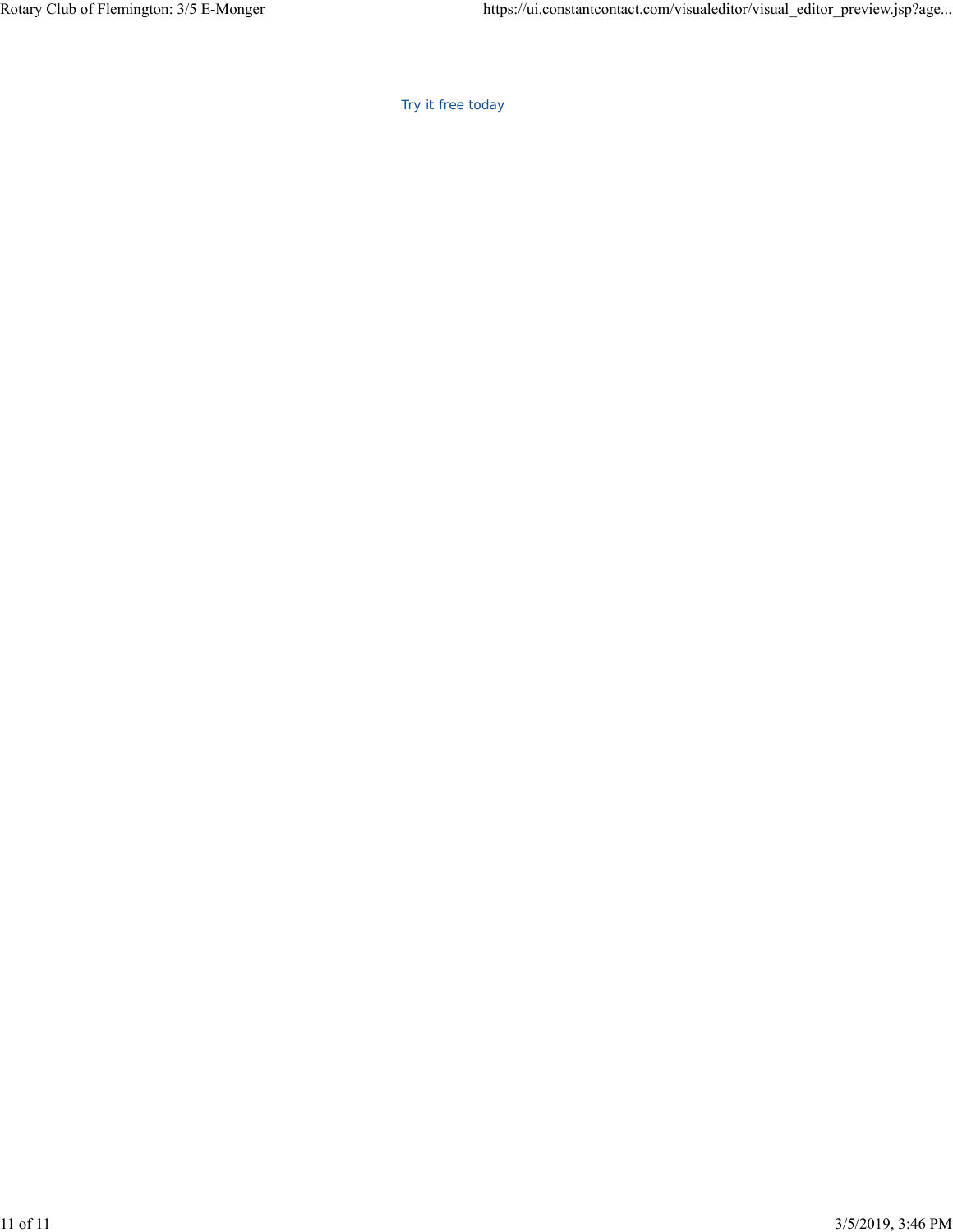Try it free today